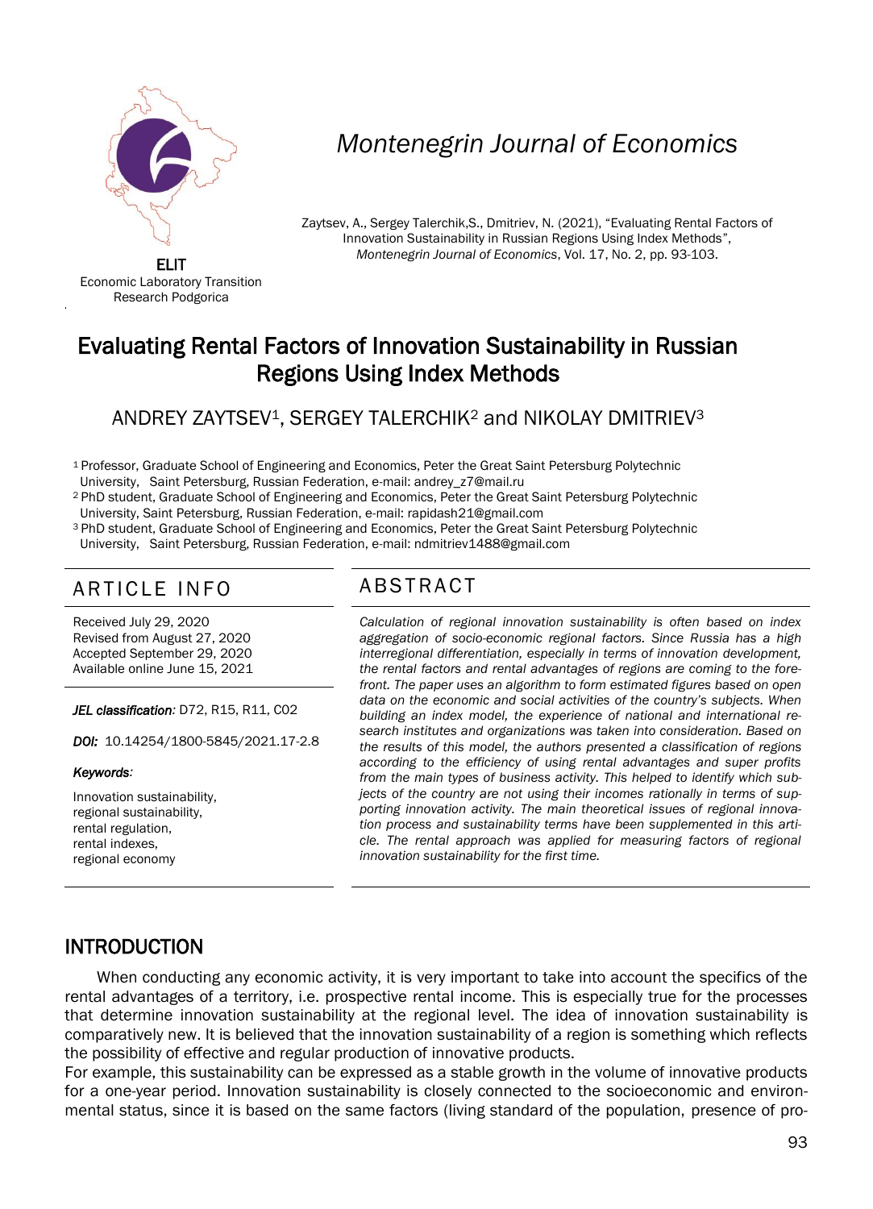ELIT
Economic Laboratory Transition Research Podgorica

*Montenegrin Journal of Economics*

Zaytsev, A., Sergey Talerchik,S., Dmitriev, N. (2021), "Evaluating Rental Factors of Innovation Sustainability in Russian Regions Using Index Methods", *Montenegrin Journal of Economics*, Vol. 17, No. 2, pp. 93-103.

# Evaluating Rental Factors of Innovation Sustainability in Russian Regions Using Index Methods

ANDREY ZAYTSEV[1], SERGEY TALERCHIK[2] and NIKOLAY DMITRIEV[3]

[1] Professor, Graduate School of Engineering and Economics, Peter the Great Saint Petersburg Polytechnic University, Saint Petersburg, Russian Federation, e-mail: andrey_z7@mail.ru
[2] PhD student, Graduate School of Engineering and Economics, Peter the Great Saint Petersburg Polytechnic University, Saint Petersburg, Russian Federation, e-mail: rapidash21@gmail.com
[3] PhD student, Graduate School of Engineering and Economics, Peter the Great Saint Petersburg Polytechnic University, Saint Petersburg, Russian Federation, e-mail: ndmitriev1488@gmail.com

## ARTICLE INFO

Received July 29, 2020
Revised from August 27, 2020
Accepted September 29, 2020
Available online June 15, 2021

***JEL classification:*** D72, R15, R11, C02

***DOI:*** 10.14254/1800-5845/2021.17-2.8

***Keywords:***

Innovation sustainability,
regional sustainability,
rental regulation,
rental indexes,
regional economy

## ABSTRACT

*Calculation of regional innovation sustainability is often based on index aggregation of socio-economic regional factors. Since Russia has a high interregional differentiation, especially in terms of innovation development, the rental factors and rental advantages of regions are coming to the forefront. The paper uses an algorithm to form estimated figures based on open data on the economic and social activities of the country's subjects. When building an index model, the experience of national and international research institutes and organizations was taken into consideration. Based on the results of this model, the authors presented a classification of regions according to the efficiency of using rental advantages and super profits from the main types of business activity. This helped to identify which subjects of the country are not using their incomes rationally in terms of supporting innovation activity. The main theoretical issues of regional innovation process and sustainability terms have been supplemented in this article. The rental approach was applied for measuring factors of regional innovation sustainability for the first time.*

## INTRODUCTION

When conducting any economic activity, it is very important to take into account the specifics of the rental advantages of a territory, i.e. prospective rental income. This is especially true for the processes that determine innovation sustainability at the regional level. The idea of innovation sustainability is comparatively new. It is believed that the innovation sustainability of a region is something which reflects the possibility of effective and regular production of innovative products.

For example, this sustainability can be expressed as a stable growth in the volume of innovative products for a one-year period. Innovation sustainability is closely connected to the socioeconomic and environmental status, since it is based on the same factors (living standard of the population, presence of pro-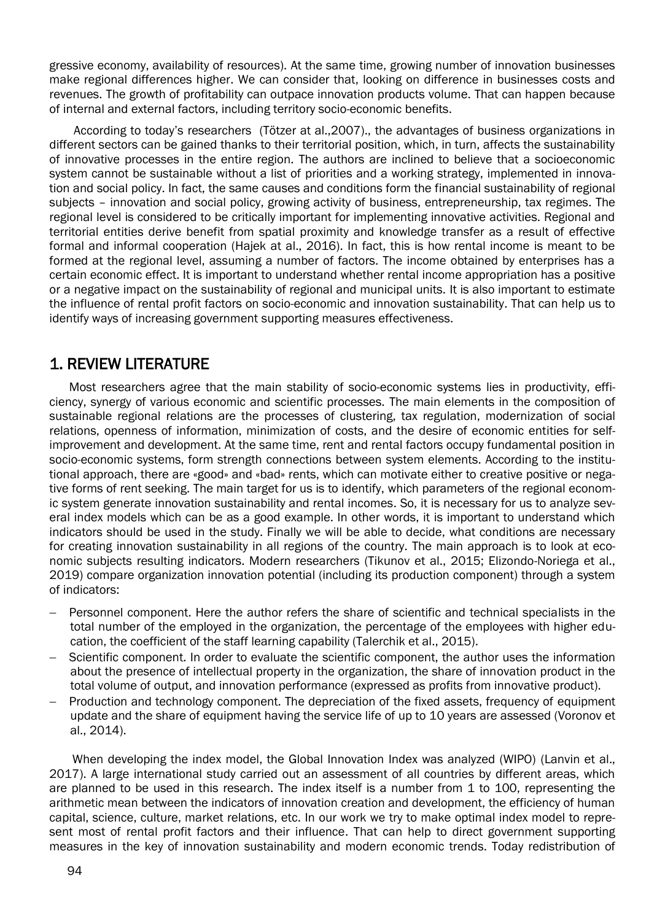gressive economy, availability of resources). At the same time, growing number of innovation businesses make regional differences higher. We can consider that, looking on difference in businesses costs and revenues. The growth of profitability can outpace innovation products volume. That can happen because of internal and external factors, including territory socio-economic benefits.

According to today's researchers (Tötzer at al.,2007)., the advantages of business organizations in different sectors can be gained thanks to their territorial position, which, in turn, affects the sustainability of innovative processes in the entire region. The authors are inclined to believe that a socioeconomic system cannot be sustainable without a list of priorities and a working strategy, implemented in innovation and social policy. In fact, the same causes and conditions form the financial sustainability of regional subjects – innovation and social policy, growing activity of business, entrepreneurship, tax regimes. The regional level is considered to be critically important for implementing innovative activities. Regional and territorial entities derive benefit from spatial proximity and knowledge transfer as a result of effective formal and informal cooperation (Hajek at al., 2016). In fact, this is how rental income is meant to be formed at the regional level, assuming a number of factors. The income obtained by enterprises has a certain economic effect. It is important to understand whether rental income appropriation has a positive or a negative impact on the sustainability of regional and municipal units. It is also important to estimate the influence of rental profit factors on socio-economic and innovation sustainability. That can help us to identify ways of increasing government supporting measures effectiveness.

## 1. REVIEW LITERATURE

Most researchers agree that the main stability of socio-economic systems lies in productivity, efficiency, synergy of various economic and scientific processes. The main elements in the composition of sustainable regional relations are the processes of clustering, tax regulation, modernization of social relations, openness of information, minimization of costs, and the desire of economic entities for self-improvement and development. At the same time, rent and rental factors occupy fundamental position in socio-economic systems, form strength connections between system elements. According to the institutional approach, there are «good» and «bad» rents, which can motivate either to creative positive or negative forms of rent seeking. The main target for us is to identify, which parameters of the regional economic system generate innovation sustainability and rental incomes. So, it is necessary for us to analyze several index models which can be as a good example. In other words, it is important to understand which indicators should be used in the study. Finally we will be able to decide, what conditions are necessary for creating innovation sustainability in all regions of the country. The main approach is to look at economic subjects resulting indicators. Modern researchers (Tikunov et al., 2015; Elizondo-Noriega et al., 2019) compare organization innovation potential (including its production component) through a system of indicators:

- Personnel component. Here the author refers the share of scientific and technical specialists in the total number of the employed in the organization, the percentage of the employees with higher education, the coefficient of the staff learning capability (Talerchik et al., 2015).
- Scientific component. In order to evaluate the scientific component, the author uses the information about the presence of intellectual property in the organization, the share of innovation product in the total volume of output, and innovation performance (expressed as profits from innovative product).
- Production and technology component. The depreciation of the fixed assets, frequency of equipment update and the share of equipment having the service life of up to 10 years are assessed (Voronov et al., 2014).

When developing the index model, the Global Innovation Index was analyzed (WIPO) (Lanvin et al., 2017). A large international study carried out an assessment of all countries by different areas, which are planned to be used in this research. The index itself is a number from 1 to 100, representing the arithmetic mean between the indicators of innovation creation and development, the efficiency of human capital, science, culture, market relations, etc. In our work we try to make optimal index model to represent most of rental profit factors and their influence. That can help to direct government supporting measures in the key of innovation sustainability and modern economic trends. Today redistribution of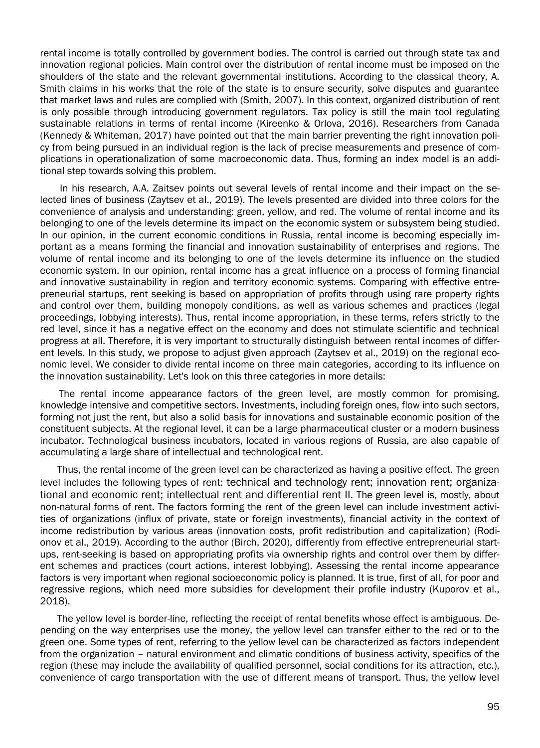rental income is totally controlled by government bodies. The control is carried out through state tax and innovation regional policies. Main control over the distribution of rental income must be imposed on the shoulders of the state and the relevant governmental institutions. According to the classical theory, A. Smith claims in his works that the role of the state is to ensure security, solve disputes and guarantee that market laws and rules are complied with (Smith, 2007). In this context, organized distribution of rent is only possible through introducing government regulators. Tax policy is still the main tool regulating sustainable relations in terms of rental income (Kireenko & Orlova, 2016). Researchers from Canada (Kennedy & Whiteman, 2017) have pointed out that the main barrier preventing the right innovation policy from being pursued in an individual region is the lack of precise measurements and presence of complications in operationalization of some macroeconomic data. Thus, forming an index model is an additional step towards solving this problem.

In his research, A.A. Zaitsev points out several levels of rental income and their impact on the selected lines of business (Zaytsev et al., 2019). The levels presented are divided into three colors for the convenience of analysis and understanding: green, yellow, and red. The volume of rental income and its belonging to one of the levels determine its impact on the economic system or subsystem being studied. In our opinion, in the current economic conditions in Russia, rental income is becoming especially important as a means forming the financial and innovation sustainability of enterprises and regions. The volume of rental income and its belonging to one of the levels determine its influence on the studied economic system. In our opinion, rental income has a great influence on a process of forming financial and innovative sustainability in region and territory economic systems. Comparing with effective entrepreneurial startups, rent seeking is based on appropriation of profits through using rare property rights and control over them, building monopoly conditions, as well as various schemes and practices (legal proceedings, lobbying interests). Thus, rental income appropriation, in these terms, refers strictly to the red level, since it has a negative effect on the economy and does not stimulate scientific and technical progress at all. Therefore, it is very important to structurally distinguish between rental incomes of different levels. In this study, we propose to adjust given approach (Zaytsev et al., 2019) on the regional economic level. We consider to divide rental income on three main categories, according to its influence on the innovation sustainability. Let's look on this three categories in more details:

The rental income appearance factors of the green level, are mostly common for promising, knowledge intensive and competitive sectors. Investments, including foreign ones, flow into such sectors, forming not just the rent, but also a solid basis for innovations and sustainable economic position of the constituent subjects. At the regional level, it can be a large pharmaceutical cluster or a modern business incubator. Technological business incubators, located in various regions of Russia, are also capable of accumulating a large share of intellectual and technological rent.

Thus, the rental income of the green level can be characterized as having a positive effect. The green level includes the following types of rent: technical and technology rent; innovation rent; organizational and economic rent; intellectual rent and differential rent II. The green level is, mostly, about non-natural forms of rent. The factors forming the rent of the green level can include investment activities of organizations (influx of private, state or foreign investments), financial activity in the context of income redistribution by various areas (innovation costs, profit redistribution and capitalization) (Rodionov et al., 2019). According to the author (Birch, 2020), differently from effective entrepreneurial startups, rent-seeking is based on appropriating profits via ownership rights and control over them by different schemes and practices (court actions, interest lobbying). Assessing the rental income appearance factors is very important when regional socioeconomic policy is planned. It is true, first of all, for poor and regressive regions, which need more subsidies for development their profile industry (Kuporov et al., 2018).

The yellow level is border-line, reflecting the receipt of rental benefits whose effect is ambiguous. Depending on the way enterprises use the money, the yellow level can transfer either to the red or to the green one. Some types of rent, referring to the yellow level can be characterized as factors independent from the organization – natural environment and climatic conditions of business activity, specifics of the region (these may include the availability of qualified personnel, social conditions for its attraction, etc.), convenience of cargo transportation with the use of different means of transport. Thus, the yellow level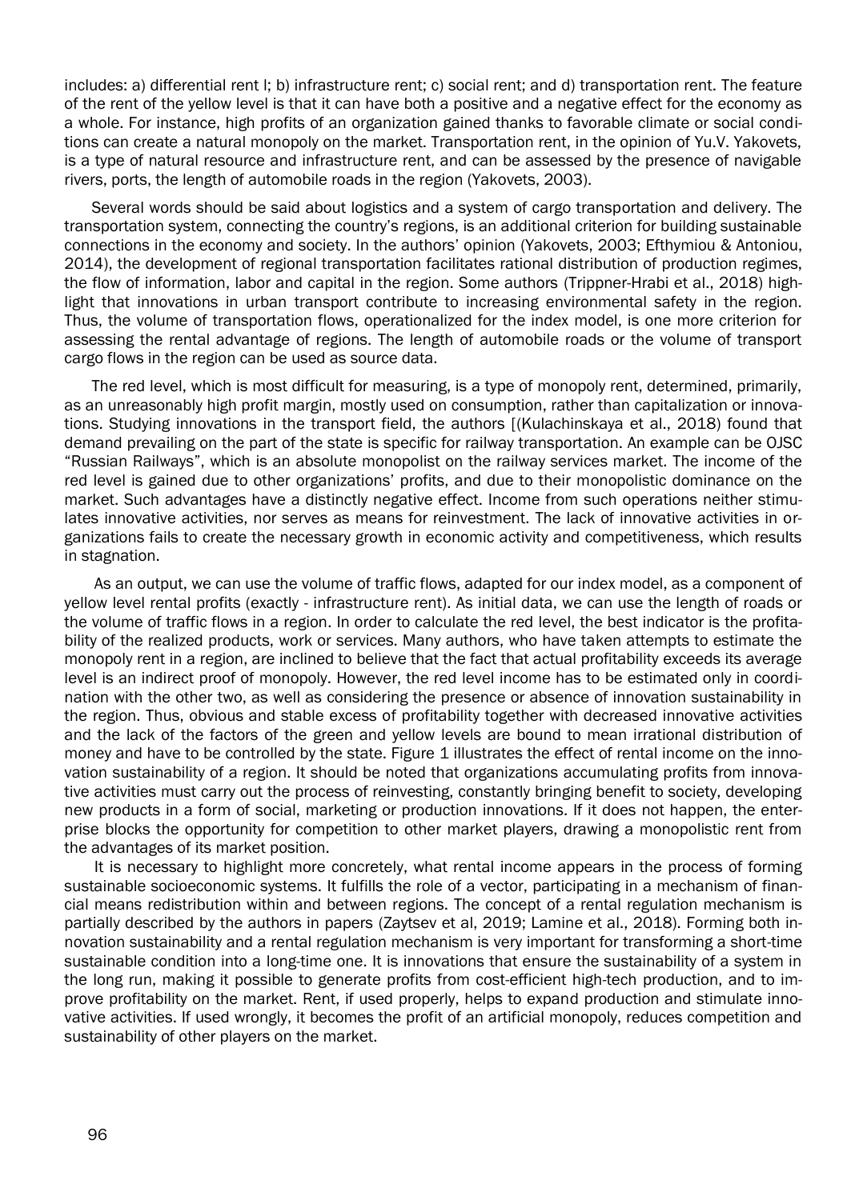includes: a) differential rent I; b) infrastructure rent; c) social rent; and d) transportation rent. The feature of the rent of the yellow level is that it can have both a positive and a negative effect for the economy as a whole. For instance, high profits of an organization gained thanks to favorable climate or social conditions can create a natural monopoly on the market. Transportation rent, in the opinion of Yu.V. Yakovets, is a type of natural resource and infrastructure rent, and can be assessed by the presence of navigable rivers, ports, the length of automobile roads in the region (Yakovets, 2003).

Several words should be said about logistics and a system of cargo transportation and delivery. The transportation system, connecting the country's regions, is an additional criterion for building sustainable connections in the economy and society. In the authors' opinion (Yakovets, 2003; Efthymiou & Antoniou, 2014), the development of regional transportation facilitates rational distribution of production regimes, the flow of information, labor and capital in the region. Some authors (Trippner-Hrabi et al., 2018) highlight that innovations in urban transport contribute to increasing environmental safety in the region. Thus, the volume of transportation flows, operationalized for the index model, is one more criterion for assessing the rental advantage of regions. The length of automobile roads or the volume of transport cargo flows in the region can be used as source data.

The red level, which is most difficult for measuring, is a type of monopoly rent, determined, primarily, as an unreasonably high profit margin, mostly used on consumption, rather than capitalization or innovations. Studying innovations in the transport field, the authors [(Kulachinskaya et al., 2018) found that demand prevailing on the part of the state is specific for railway transportation. An example can be OJSC "Russian Railways", which is an absolute monopolist on the railway services market. The income of the red level is gained due to other organizations' profits, and due to their monopolistic dominance on the market. Such advantages have a distinctly negative effect. Income from such operations neither stimulates innovative activities, nor serves as means for reinvestment. The lack of innovative activities in organizations fails to create the necessary growth in economic activity and competitiveness, which results in stagnation.

As an output, we can use the volume of traffic flows, adapted for our index model, as a component of yellow level rental profits (exactly - infrastructure rent). As initial data, we can use the length of roads or the volume of traffic flows in a region. In order to calculate the red level, the best indicator is the profitability of the realized products, work or services. Many authors, who have taken attempts to estimate the monopoly rent in a region, are inclined to believe that the fact that actual profitability exceeds its average level is an indirect proof of monopoly. However, the red level income has to be estimated only in coordination with the other two, as well as considering the presence or absence of innovation sustainability in the region. Thus, obvious and stable excess of profitability together with decreased innovative activities and the lack of the factors of the green and yellow levels are bound to mean irrational distribution of money and have to be controlled by the state. Figure 1 illustrates the effect of rental income on the innovation sustainability of a region. It should be noted that organizations accumulating profits from innovative activities must carry out the process of reinvesting, constantly bringing benefit to society, developing new products in a form of social, marketing or production innovations. If it does not happen, the enterprise blocks the opportunity for competition to other market players, drawing a monopolistic rent from the advantages of its market position.

It is necessary to highlight more concretely, what rental income appears in the process of forming sustainable socioeconomic systems. It fulfills the role of a vector, participating in a mechanism of financial means redistribution within and between regions. The concept of a rental regulation mechanism is partially described by the authors in papers (Zaytsev et al, 2019; Lamine et al., 2018). Forming both innovation sustainability and a rental regulation mechanism is very important for transforming a short-time sustainable condition into a long-time one. It is innovations that ensure the sustainability of a system in the long run, making it possible to generate profits from cost-efficient high-tech production, and to improve profitability on the market. Rent, if used properly, helps to expand production and stimulate innovative activities. If used wrongly, it becomes the profit of an artificial monopoly, reduces competition and sustainability of other players on the market.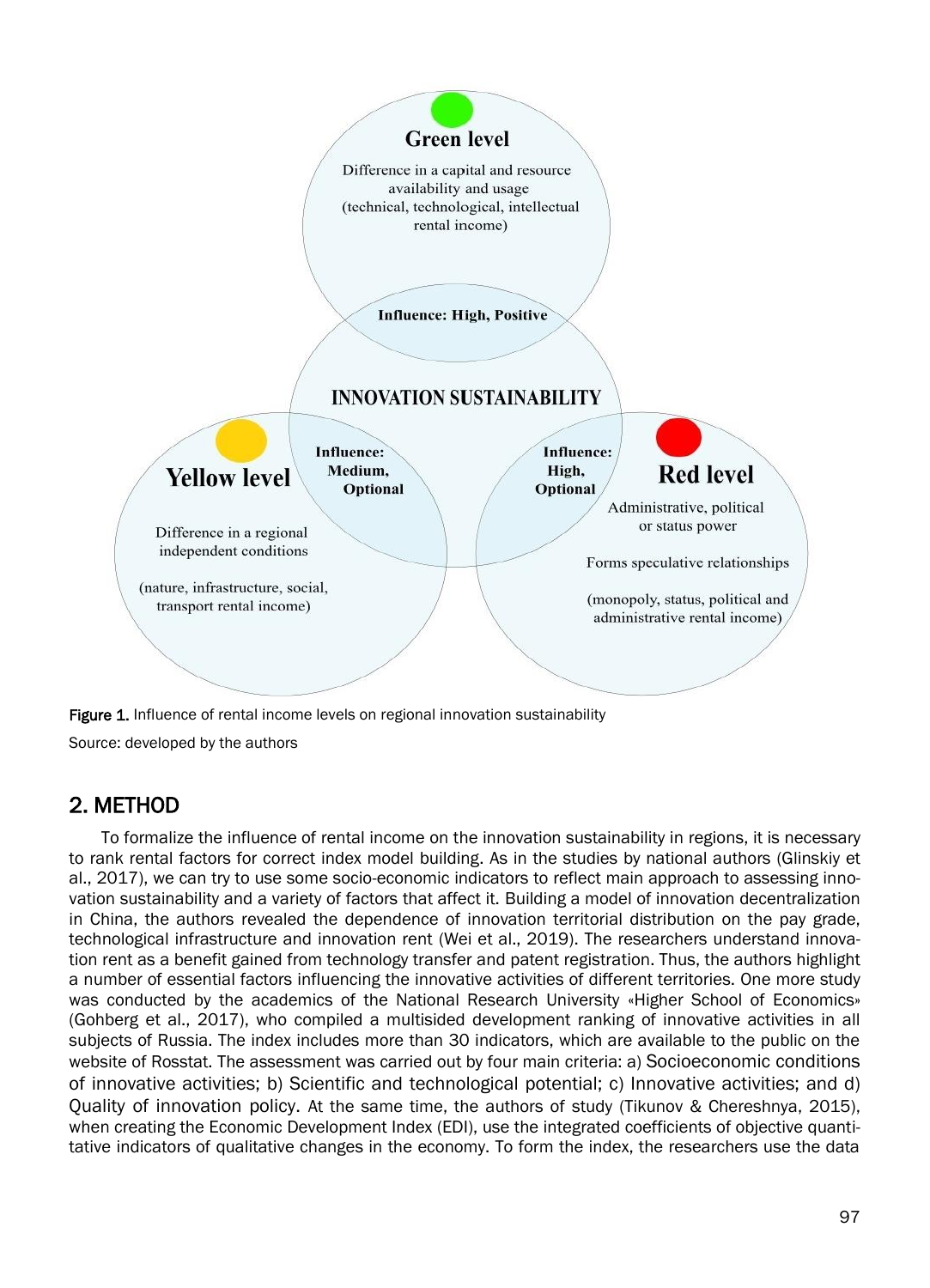**Green level**

Difference in a capital and resource availability and usage (technical, technological, intellectual rental income)

**Influence: High, Positive**

**INNOVATION SUSTAINABILITY**

**Yellow level**

**Influence: Medium, Optional**

Difference in a regional independent conditions

(nature, infrastructure, social, transport rental income)

**Red level**

**Influence: High, Optional**

Administrative, political or status power

Forms speculative relationships

(monopoly, status, political and administrative rental income)

Figure 1. Influence of rental income levels on regional innovation sustainability

Source: developed by the authors

## 2. METHOD

To formalize the influence of rental income on the innovation sustainability in regions, it is necessary to rank rental factors for correct index model building. As in the studies by national authors (Glinskiy et al., 2017), we can try to use some socio-economic indicators to reflect main approach to assessing innovation sustainability and a variety of factors that affect it. Building a model of innovation decentralization in China, the authors revealed the dependence of innovation territorial distribution on the pay grade, technological infrastructure and innovation rent (Wei et al., 2019). The researchers understand innovation rent as a benefit gained from technology transfer and patent registration. Thus, the authors highlight a number of essential factors influencing the innovative activities of different territories. One more study was conducted by the academics of the National Research University «Higher School of Economics» (Gohberg et al., 2017), who compiled a multisided development ranking of innovative activities in all subjects of Russia. The index includes more than 30 indicators, which are available to the public on the website of Rosstat. The assessment was carried out by four main criteria: a) Socioeconomic conditions of innovative activities; b) Scientific and technological potential; c) Innovative activities; and d) Quality of innovation policy. At the same time, the authors of study (Tikunov & Chereshnya, 2015), when creating the Economic Development Index (EDI), use the integrated coefficients of objective quantitative indicators of qualitative changes in the economy. To form the index, the researchers use the data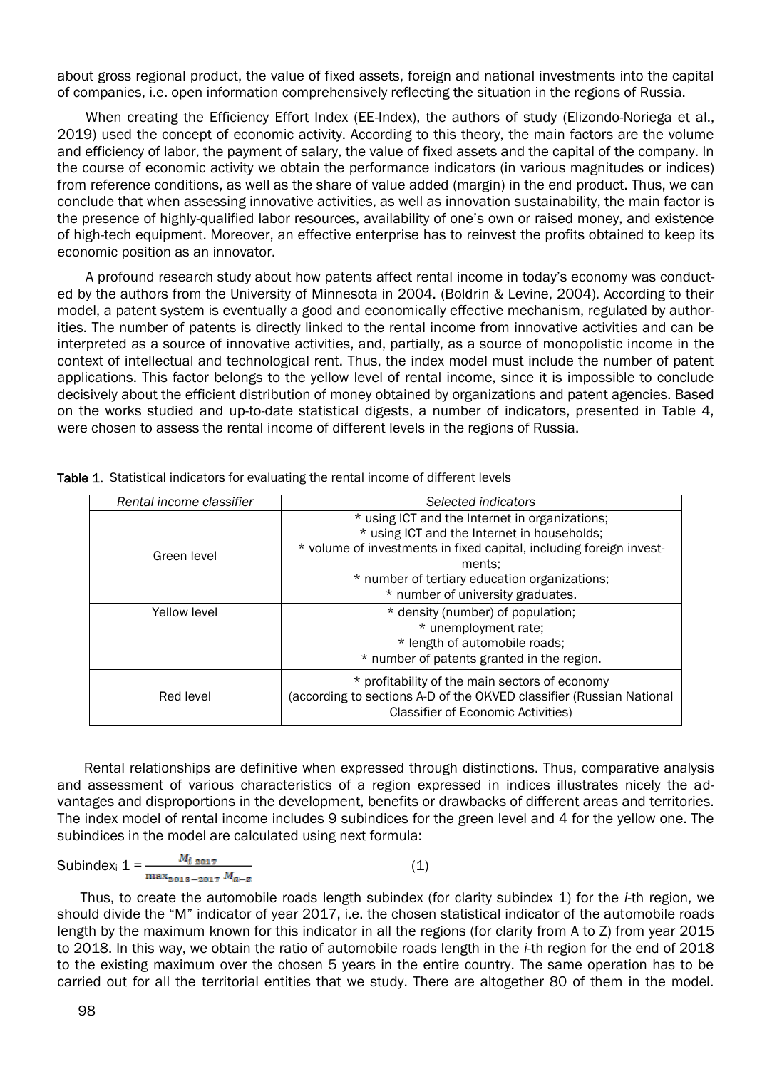about gross regional product, the value of fixed assets, foreign and national investments into the capital of companies, i.e. open information comprehensively reflecting the situation in the regions of Russia.

When creating the Efficiency Effort Index (EE-Index), the authors of study (Elizondo-Noriega et al., 2019) used the concept of economic activity. According to this theory, the main factors are the volume and efficiency of labor, the payment of salary, the value of fixed assets and the capital of the company. In the course of economic activity we obtain the performance indicators (in various magnitudes or indices) from reference conditions, as well as the share of value added (margin) in the end product. Thus, we can conclude that when assessing innovative activities, as well as innovation sustainability, the main factor is the presence of highly-qualified labor resources, availability of one's own or raised money, and existence of high-tech equipment. Moreover, an effective enterprise has to reinvest the profits obtained to keep its economic position as an innovator.

A profound research study about how patents affect rental income in today's economy was conducted by the authors from the University of Minnesota in 2004. (Boldrin & Levine, 2004). According to their model, a patent system is eventually a good and economically effective mechanism, regulated by authorities. The number of patents is directly linked to the rental income from innovative activities and can be interpreted as a source of innovative activities, and, partially, as a source of monopolistic income in the context of intellectual and technological rent. Thus, the index model must include the number of patent applications. This factor belongs to the yellow level of rental income, since it is impossible to conclude decisively about the efficient distribution of money obtained by organizations and patent agencies. Based on the works studied and up-to-date statistical digests, a number of indicators, presented in Table 4, were chosen to assess the rental income of different levels in the regions of Russia.

**Table 1.** Statistical indicators for evaluating the rental income of different levels

| *Rental income classifier* | *Selected indicators* |
|---|---|
| Green level | * using ICT and the Internet in organizations;<br>* using ICT and the Internet in households;<br>* volume of investments in fixed capital, including foreign investments;<br>* number of tertiary education organizations;<br>* number of university graduates. |
| Yellow level | * density (number) of population;<br>* unemployment rate;<br>* length of automobile roads;<br>* number of patents granted in the region. |
| Red level | * profitability of the main sectors of economy<br>(according to sections A-D of the OKVED classifier (Russian National Classifier of Economic Activities) |

Rental relationships are definitive when expressed through distinctions. Thus, comparative analysis and assessment of various characteristics of a region expressed in indices illustrates nicely the advantages and disproportions in the development, benefits or drawbacks of different areas and territories. The index model of rental income includes 9 subindices for the green level and 4 for the yellow one. The subindices in the model are calculated using next formula:

$$\text{Subindex}_i\ 1 = \frac{M_{i\ 2017}}{\max_{2015-2017} M_{A-Z}} \qquad (1)$$

Thus, to create the automobile roads length subindex (for clarity subindex 1) for the *i*-th region, we should divide the "M" indicator of year 2017, i.e. the chosen statistical indicator of the automobile roads length by the maximum known for this indicator in all the regions (for clarity from A to Z) from year 2015 to 2018. In this way, we obtain the ratio of automobile roads length in the *i*-th region for the end of 2018 to the existing maximum over the chosen 5 years in the entire country. The same operation has to be carried out for all the territorial entities that we study. There are altogether 80 of them in the model.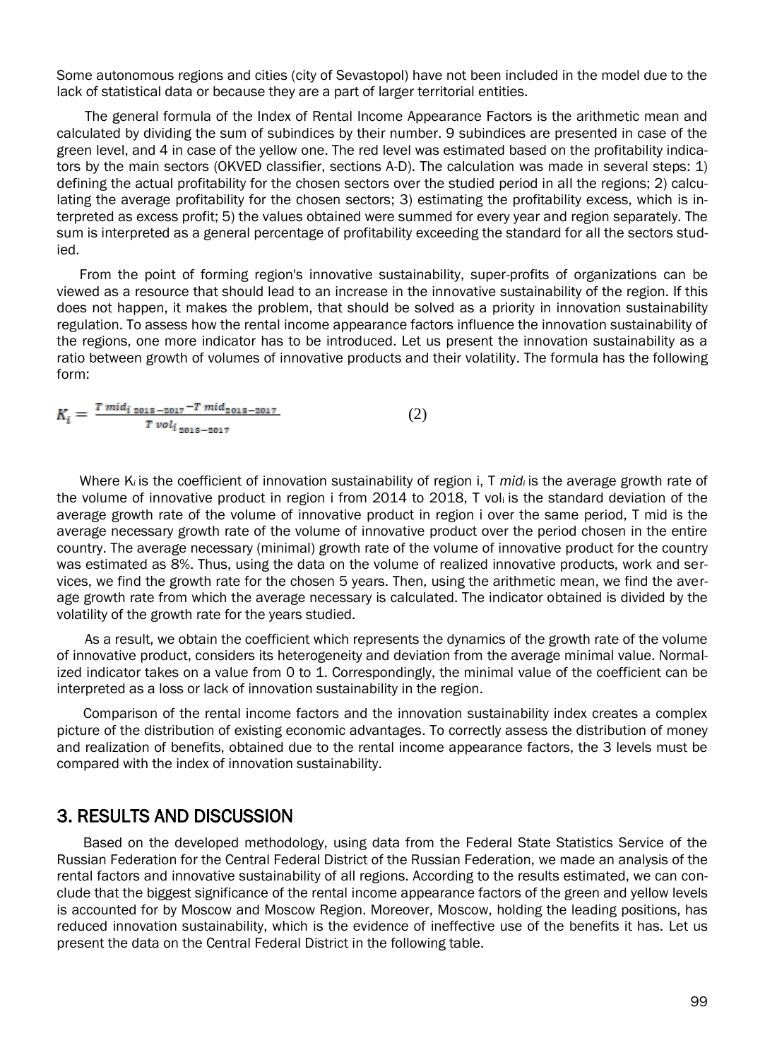Some autonomous regions and cities (city of Sevastopol) have not been included in the model due to the lack of statistical data or because they are a part of larger territorial entities.

The general formula of the Index of Rental Income Appearance Factors is the arithmetic mean and calculated by dividing the sum of subindices by their number. 9 subindices are presented in case of the green level, and 4 in case of the yellow one. The red level was estimated based on the profitability indicators by the main sectors (OKVED classifier, sections A-D). The calculation was made in several steps: 1) defining the actual profitability for the chosen sectors over the studied period in all the regions; 2) calculating the average profitability for the chosen sectors; 3) estimating the profitability excess, which is interpreted as excess profit; 5) the values obtained were summed for every year and region separately. The sum is interpreted as a general percentage of profitability exceeding the standard for all the sectors studied.

From the point of forming region's innovative sustainability, super-profits of organizations can be viewed as a resource that should lead to an increase in the innovative sustainability of the region. If this does not happen, it makes the problem, that should be solved as a priority in innovation sustainability regulation. To assess how the rental income appearance factors influence the innovation sustainability of the regions, one more indicator has to be introduced. Let us present the innovation sustainability as a ratio between growth of volumes of innovative products and their volatility. The formula has the following form:

$$K_i = \frac{T\ mid_{i\ 2013-2017} - T\ mid_{2013-2017}}{T\ vol_{i\ 2013-2017}} \tag{2}$$

Where $K_i$ is the coefficient of innovation sustainability of region i, T $mid_i$ is the average growth rate of the volume of innovative product in region i from 2014 to 2018, T $vol_i$ is the standard deviation of the average growth rate of the volume of innovative product in region i over the same period, T mid is the average necessary growth rate of the volume of innovative product over the period chosen in the entire country. The average necessary (minimal) growth rate of the volume of innovative product for the country was estimated as 8%. Thus, using the data on the volume of realized innovative products, work and services, we find the growth rate for the chosen 5 years. Then, using the arithmetic mean, we find the average growth rate from which the average necessary is calculated. The indicator obtained is divided by the volatility of the growth rate for the years studied.

As a result, we obtain the coefficient which represents the dynamics of the growth rate of the volume of innovative product, considers its heterogeneity and deviation from the average minimal value. Normalized indicator takes on a value from 0 to 1. Correspondingly, the minimal value of the coefficient can be interpreted as a loss or lack of innovation sustainability in the region.

Comparison of the rental income factors and the innovation sustainability index creates a complex picture of the distribution of existing economic advantages. To correctly assess the distribution of money and realization of benefits, obtained due to the rental income appearance factors, the 3 levels must be compared with the index of innovation sustainability.

## 3. RESULTS AND DISCUSSION

Based on the developed methodology, using data from the Federal State Statistics Service of the Russian Federation for the Central Federal District of the Russian Federation, we made an analysis of the rental factors and innovative sustainability of all regions. According to the results estimated, we can conclude that the biggest significance of the rental income appearance factors of the green and yellow levels is accounted for by Moscow and Moscow Region. Moreover, Moscow, holding the leading positions, has reduced innovation sustainability, which is the evidence of ineffective use of the benefits it has. Let us present the data on the Central Federal District in the following table.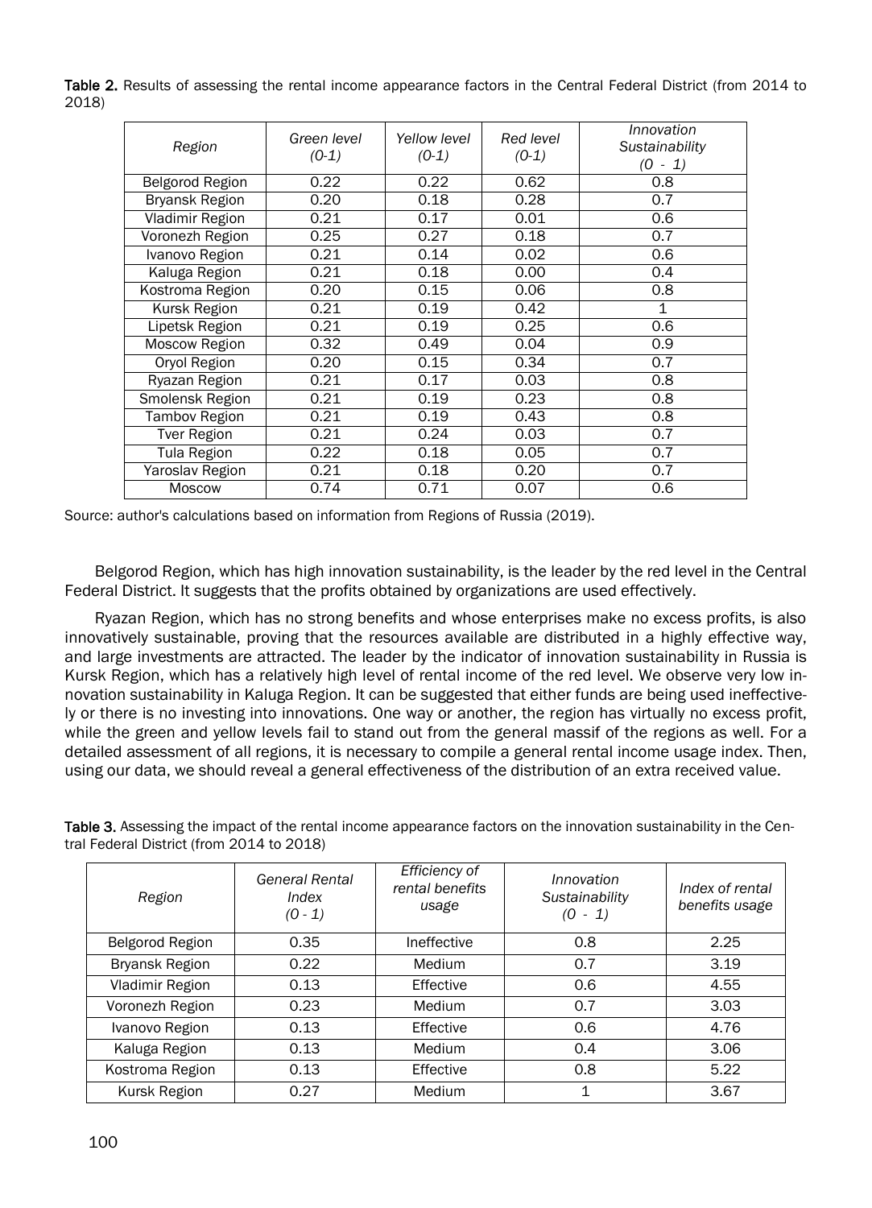**Table 2.** Results of assessing the rental income appearance factors in the Central Federal District (from 2014 to 2018)

| *Region* | *Green level (0-1)* | *Yellow level (0-1)* | *Red level (0-1)* | *Innovation Sustainability (0 - 1)* |
|---|---|---|---|---|
| Belgorod Region | 0.22 | 0.22 | 0.62 | 0.8 |
| Bryansk Region | 0.20 | 0.18 | 0.28 | 0.7 |
| Vladimir Region | 0.21 | 0.17 | 0.01 | 0.6 |
| Voronezh Region | 0.25 | 0.27 | 0.18 | 0.7 |
| Ivanovo Region | 0.21 | 0.14 | 0.02 | 0.6 |
| Kaluga Region | 0.21 | 0.18 | 0.00 | 0.4 |
| Kostroma Region | 0.20 | 0.15 | 0.06 | 0.8 |
| Kursk Region | 0.21 | 0.19 | 0.42 | 1 |
| Lipetsk Region | 0.21 | 0.19 | 0.25 | 0.6 |
| Moscow Region | 0.32 | 0.49 | 0.04 | 0.9 |
| Oryol Region | 0.20 | 0.15 | 0.34 | 0.7 |
| Ryazan Region | 0.21 | 0.17 | 0.03 | 0.8 |
| Smolensk Region | 0.21 | 0.19 | 0.23 | 0.8 |
| Tambov Region | 0.21 | 0.19 | 0.43 | 0.8 |
| Tver Region | 0.21 | 0.24 | 0.03 | 0.7 |
| Tula Region | 0.22 | 0.18 | 0.05 | 0.7 |
| Yaroslav Region | 0.21 | 0.18 | 0.20 | 0.7 |
| Moscow | 0.74 | 0.71 | 0.07 | 0.6 |

Source: author's calculations based on information from Regions of Russia (2019).

Belgorod Region, which has high innovation sustainability, is the leader by the red level in the Central Federal District. It suggests that the profits obtained by organizations are used effectively.

Ryazan Region, which has no strong benefits and whose enterprises make no excess profits, is also innovatively sustainable, proving that the resources available are distributed in a highly effective way, and large investments are attracted. The leader by the indicator of innovation sustainability in Russia is Kursk Region, which has a relatively high level of rental income of the red level. We observe very low innovation sustainability in Kaluga Region. It can be suggested that either funds are being used ineffectively or there is no investing into innovations. One way or another, the region has virtually no excess profit, while the green and yellow levels fail to stand out from the general massif of the regions as well. For a detailed assessment of all regions, it is necessary to compile a general rental income usage index. Then, using our data, we should reveal a general effectiveness of the distribution of an extra received value.

**Table 3.** Assessing the impact of the rental income appearance factors on the innovation sustainability in the Central Federal District (from 2014 to 2018)

| *Region* | *General Rental Index (0 - 1)* | *Efficiency of rental benefits usage* | *Innovation Sustainability (0 - 1)* | *Index of rental benefits usage* |
|---|---|---|---|---|
| Belgorod Region | 0.35 | Ineffective | 0.8 | 2.25 |
| Bryansk Region | 0.22 | Medium | 0.7 | 3.19 |
| Vladimir Region | 0.13 | Effective | 0.6 | 4.55 |
| Voronezh Region | 0.23 | Medium | 0.7 | 3.03 |
| Ivanovo Region | 0.13 | Effective | 0.6 | 4.76 |
| Kaluga Region | 0.13 | Medium | 0.4 | 3.06 |
| Kostroma Region | 0.13 | Effective | 0.8 | 5.22 |
| Kursk Region | 0.27 | Medium | 1 | 3.67 |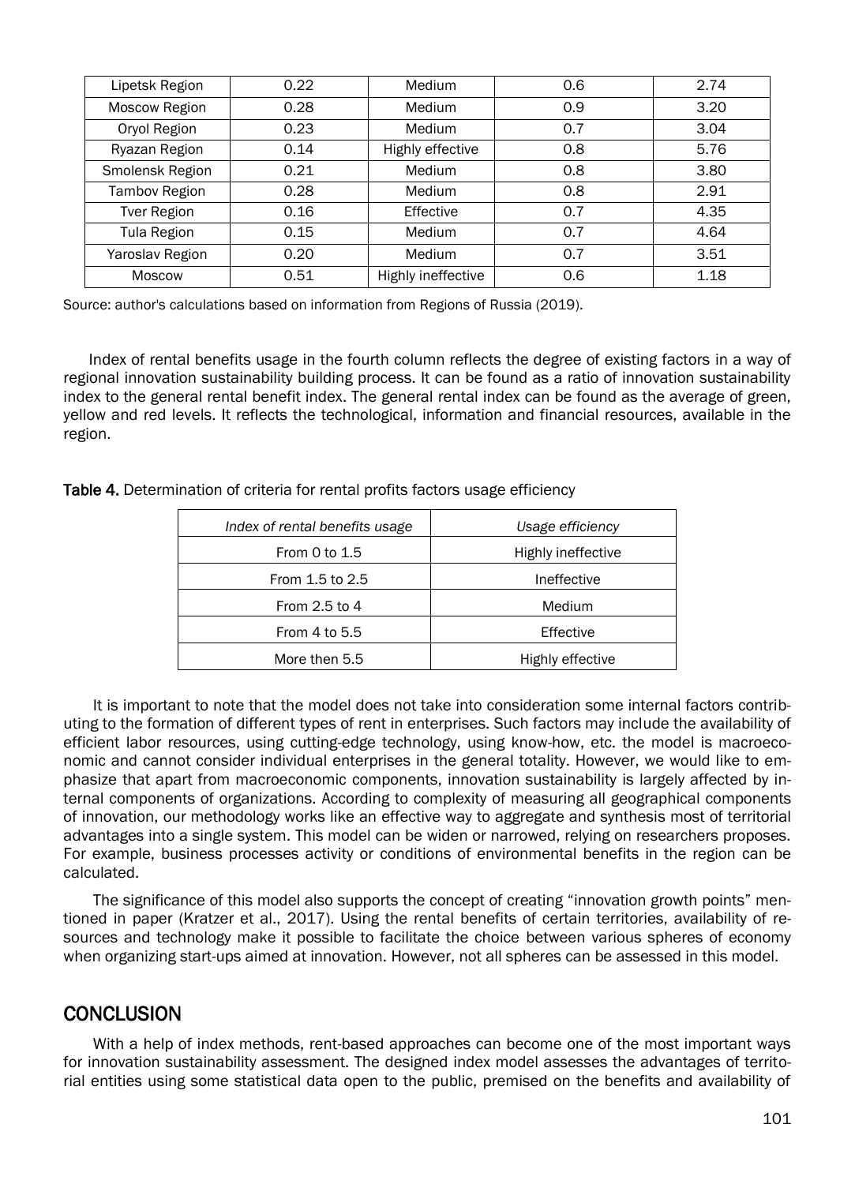| Lipetsk Region | 0.22 | Medium | 0.6 | 2.74 |
|---|---|---|---|---|
| Moscow Region | 0.28 | Medium | 0.9 | 3.20 |
| Oryol Region | 0.23 | Medium | 0.7 | 3.04 |
| Ryazan Region | 0.14 | Highly effective | 0.8 | 5.76 |
| Smolensk Region | 0.21 | Medium | 0.8 | 3.80 |
| Tambov Region | 0.28 | Medium | 0.8 | 2.91 |
| Tver Region | 0.16 | Effective | 0.7 | 4.35 |
| Tula Region | 0.15 | Medium | 0.7 | 4.64 |
| Yaroslav Region | 0.20 | Medium | 0.7 | 3.51 |
| Moscow | 0.51 | Highly ineffective | 0.6 | 1.18 |

Source: author's calculations based on information from Regions of Russia (2019).

Index of rental benefits usage in the fourth column reflects the degree of existing factors in a way of regional innovation sustainability building process. It can be found as a ratio of innovation sustainability index to the general rental benefit index. The general rental index can be found as the average of green, yellow and red levels. It reflects the technological, information and financial resources, available in the region.

**Table 4.** Determination of criteria for rental profits factors usage efficiency

| *Index of rental benefits usage* | *Usage efficiency* |
|---|---|
| From 0 to 1.5 | Highly ineffective |
| From 1.5 to 2.5 | Ineffective |
| From 2.5 to 4 | Medium |
| From 4 to 5.5 | Effective |
| More then 5.5 | Highly effective |

It is important to note that the model does not take into consideration some internal factors contributing to the formation of different types of rent in enterprises. Such factors may include the availability of efficient labor resources, using cutting-edge technology, using know-how, etc. the model is macroeconomic and cannot consider individual enterprises in the general totality. However, we would like to emphasize that apart from macroeconomic components, innovation sustainability is largely affected by internal components of organizations. According to complexity of measuring all geographical components of innovation, our methodology works like an effective way to aggregate and synthesis most of territorial advantages into a single system. This model can be widen or narrowed, relying on researchers proposes. For example, business processes activity or conditions of environmental benefits in the region can be calculated.

The significance of this model also supports the concept of creating "innovation growth points" mentioned in paper (Kratzer et al., 2017). Using the rental benefits of certain territories, availability of resources and technology make it possible to facilitate the choice between various spheres of economy when organizing start-ups aimed at innovation. However, not all spheres can be assessed in this model.

## CONCLUSION

With a help of index methods, rent-based approaches can become one of the most important ways for innovation sustainability assessment. The designed index model assesses the advantages of territorial entities using some statistical data open to the public, premised on the benefits and availability of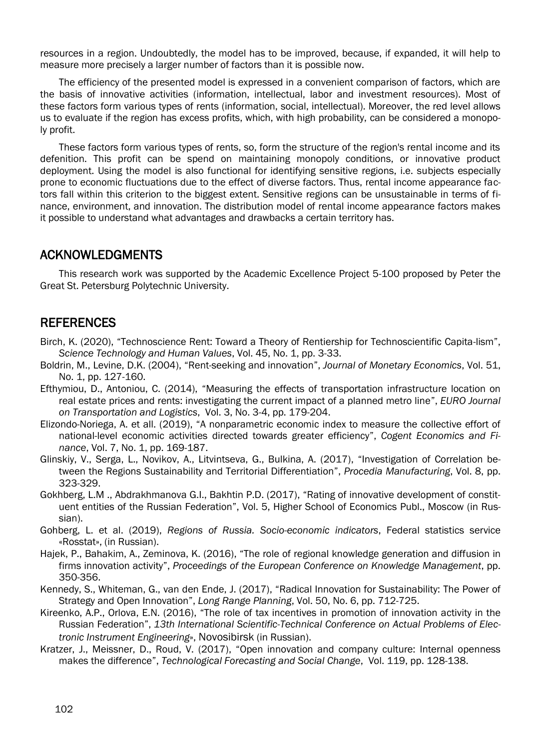resources in a region. Undoubtedly, the model has to be improved, because, if expanded, it will help to measure more precisely a larger number of factors than it is possible now.

The efficiency of the presented model is expressed in a convenient comparison of factors, which are the basis of innovative activities (information, intellectual, labor and investment resources). Most of these factors form various types of rents (information, social, intellectual). Moreover, the red level allows us to evaluate if the region has excess profits, which, with high probability, can be considered a monopoly profit.

These factors form various types of rents, so, form the structure of the region's rental income and its defenition. This profit can be spend on maintaining monopoly conditions, or innovative product deployment. Using the model is also functional for identifying sensitive regions, i.e. subjects especially prone to economic fluctuations due to the effect of diverse factors. Thus, rental income appearance factors fall within this criterion to the biggest extent. Sensitive regions can be unsustainable in terms of finance, environment, and innovation. The distribution model of rental income appearance factors makes it possible to understand what advantages and drawbacks a certain territory has.

## ACKNOWLEDGMENTS

This research work was supported by the Academic Excellence Project 5-100 proposed by Peter the Great St. Petersburg Polytechnic University.

## REFERENCES

Birch, K. (2020), "Technoscience Rent: Toward a Theory of Rentiership for Technoscientific Capita-lism", *Science Technology and Human Values*, Vol. 45, No. 1, pp. 3-33.

Boldrin, M., Levine, D.K. (2004), "Rent-seeking and innovation", *Journal of Monetary Economics*, Vol. 51, No. 1, pp. 127-160.

Efthymiou, D., Antoniou, C. (2014), "Measuring the effects of transportation infrastructure location on real estate prices and rents: investigating the current impact of a planned metro line", *EURO Journal on Transportation and Logistics*, Vol. 3, No. 3-4, pp. 179-204.

Elizondo-Noriega, A. et all. (2019), "A nonparametric economic index to measure the collective effort of national-level economic activities directed towards greater efficiency", *Cogent Economics and Finance*, Vol. 7, No. 1, pp. 169-187.

Glinskiy, V., Serga, L., Novikov, A., Litvintseva, G., Bulkina, A. (2017), "Investigation of Correlation between the Regions Sustainability and Territorial Differentiation", *Procedia Manufacturing*, Vol. 8, pp. 323-329.

Gokhberg, L.M ., Abdrakhmanova G.I., Bakhtin P.D. (2017), "Rating of innovative development of constituent entities of the Russian Federation", Vol. 5, Higher School of Economics Publ., Moscow (in Russian).

Gohberg, L. et al. (2019), *Regions of Russia. Socio-economic indicators*, Federal statistics service «Rosstat», (in Russian).

Hajek, P., Bahakim, A., Zeminova, K. (2016), "The role of regional knowledge generation and diffusion in firms innovation activity", *Proceedings of the European Conference on Knowledge Management*, pp. 350-356.

Kennedy, S., Whiteman, G., van den Ende, J. (2017), "Radical Innovation for Sustainability: The Power of Strategy and Open Innovation", *Long Range Planning*, Vol. 50, No. 6, pp. 712-725.

Kireenko, A.P., Orlova, E.N. (2016), "The role of tax incentives in promotion of innovation activity in the Russian Federation", *13th International Scientific-Technical Conference on Actual Problems of Electronic Instrument Engineering*», Novosibirsk (in Russian).

Kratzer, J., Meissner, D., Roud, V. (2017), "Open innovation and company culture: Internal openness makes the difference", *Technological Forecasting and Social Change*, Vol. 119, pp. 128-138.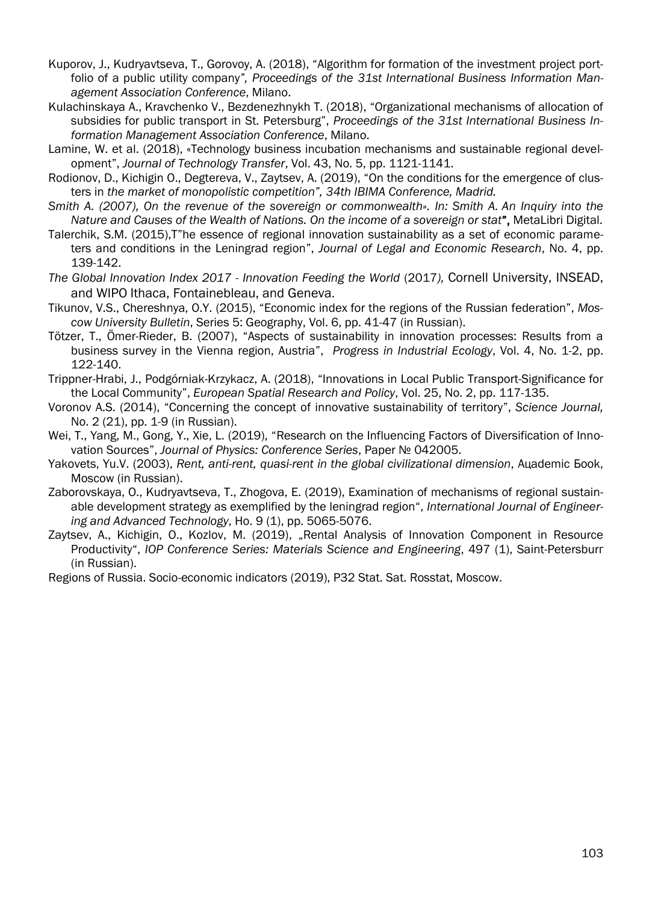Kuporov, J., Kudryavtseva, T., Gorovoy, A. (2018), "Algorithm for formation of the investment project portfolio of a public utility company*", Proceedings of the 31st International Business Information Management Association Conference*, Milano.

Kulachinskaya A., Kravchenko V., Bezdenezhnykh T. (2018), "Organizational mechanisms of allocation of subsidies for public transport in St. Petersburg", *Proceedings of the 31st International Business Information Management Association Conference*, Milano.

Lamine, W. et al. (2018), «Technology business incubation mechanisms and sustainable regional development", *Journal of Technology Transfer*, Vol. 43, No. 5, pp. 1121-1141.

Rodionov, D., Kichigin O., Degtereva, V., Zaytsev, A. (2019), "On the conditions for the emergence of clusters in *the market of monopolistic competition", 34th IBIMA Conference, Madrid.*

*Smith A. (2007), On the revenue of the sovereign or commonwealth». In: Smith A. An Inquiry into the Nature and Causes of the Wealth of Nations. On the income of a sovereign or stat***"**, MetaLibri Digital.

Talerchik, S.M. (2015),T"he essence of regional innovation sustainability as a set of economic parameters and conditions in the Leningrad region", *Journal of Legal and Economic Research*, No. 4, pp. 139-142.

*The Global Innovation Index 2017 - Innovation Feeding the World* (2017*),* Cornell University, INSEAD, and WIPO Ithaca, Fontainebleau, and Geneva.

Tikunov, V.S., Chereshnya, O.Y. (2015), "Economic index for the regions of the Russian federation", *Moscow University Bulletin*, Series 5: Geography, Vol. 6, pp. 41-47 (in Russian).

Tötzer, T., Ömer-Rieder, B. (2007), "Aspects of sustainability in innovation processes: Results from a business survey in the Vienna region, Austria", *Progress in Industrial Ecology*, Vol. 4, No. 1-2, pp. 122-140.

Trippner-Hrabi, J., Podgórniak-Krzykacz, A. (2018), "Innovations in Local Public Transport-Significance for the Local Community", *European Spatial Research and Policy*, Vol. 25, No. 2, pp. 117-135.

Voronov A.S. (2014), "Concerning the concept of innovative sustainability of territory", *Science Journal,* No. 2 (21), pp. 1-9 (in Russian).

Wei, T., Yang, M., Gong, Y., Xie, L. (2019), "Research on the Influencing Factors of Diversification of Innovation Sources", *Journal of Physics: Conference Series*, Paper № 042005.

Yakovets, Yu.V. (2003), *Rent, anti-rent, quasi-rent in the global civilizational dimension*, Ацademic Бook, Moscow (in Russian).

Zaborovskaya, O., Kudryavtseva, T., Zhogova, E. (2019), Examination of mechanisms of regional sustainable development strategy as exemplified by the leningrad region", *International Journal of Engineering and Advanced Technology*, Ho. 9 (1), pp. 5065-5076.

Zaytsev, A., Kichigin, O., Kozlov, M. (2019), „Rental Analysis of Innovation Component in Resource Productivity", *IOP Conference Series: Materials Science and Engineering*, 497 (1), Saint-Petersburг (in Russian).

Regions of Russia. Socio-economic indicators (2019), P32 Stat. Sat. Rosstat, Moscow.